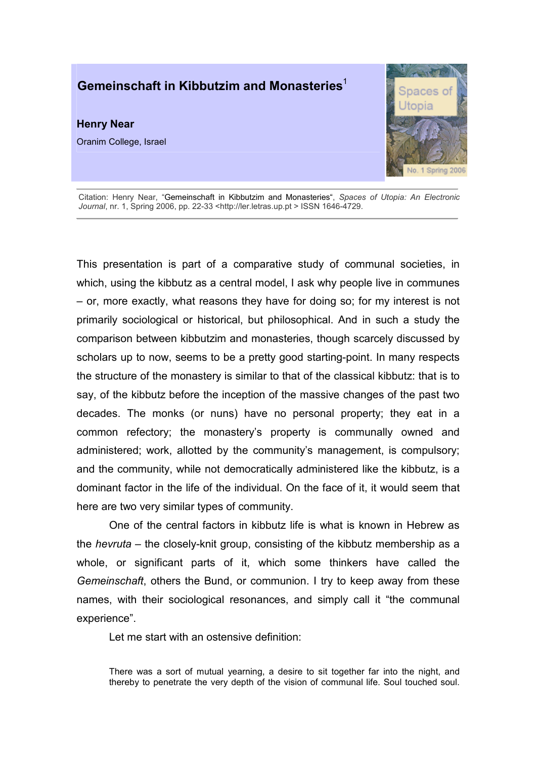# Gemeinschaft in Kibbutzim and Monasteries[1]

**Henry Near**

Oranim College, Israel

Citation: Henry Near, "Gemeinschaft in Kibbutzim and Monasteries", *Spaces of Utopia: An Electronic Journal*, nr. 1, Spring 2006, pp. 22-33 <http://ler.letras.up.pt > ISSN 1646-4729.

This presentation is part of a comparative study of communal societies, in which, using the kibbutz as a central model, I ask why people live in communes – or, more exactly, what reasons they have for doing so; for my interest is not primarily sociological or historical, but philosophical. And in such a study the comparison between kibbutzim and monasteries, though scarcely discussed by scholars up to now, seems to be a pretty good starting-point. In many respects the structure of the monastery is similar to that of the classical kibbutz: that is to say, of the kibbutz before the inception of the massive changes of the past two decades. The monks (or nuns) have no personal property; they eat in a common refectory; the monastery's property is communally owned and administered; work, allotted by the community's management, is compulsory; and the community, while not democratically administered like the kibbutz, is a dominant factor in the life of the individual. On the face of it, it would seem that here are two very similar types of community.

One of the central factors in kibbutz life is what is known in Hebrew as the *hevruta* – the closely-knit group, consisting of the kibbutz membership as a whole, or significant parts of it, which some thinkers have called the *Gemeinschaft*, others the Bund, or communion. I try to keep away from these names, with their sociological resonances, and simply call it "the communal experience".

Let me start with an ostensive definition:

> There was a sort of mutual yearning, a desire to sit together far into the night, and thereby to penetrate the very depth of the vision of communal life. Soul touched soul.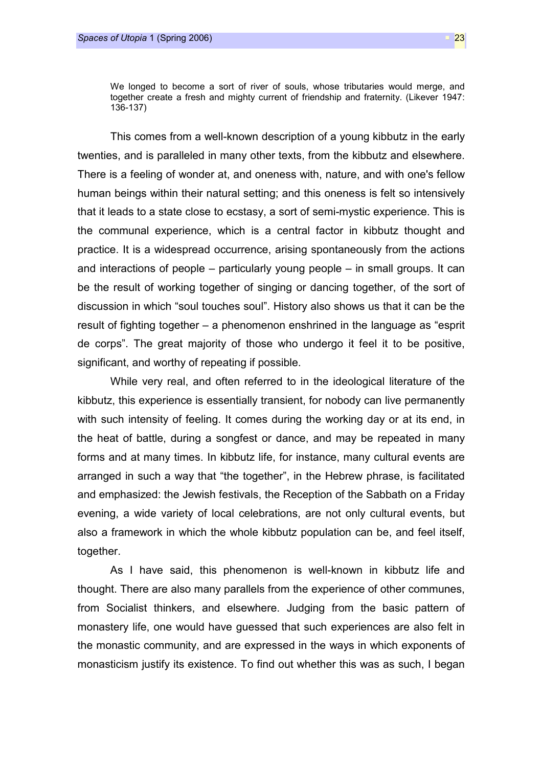> We longed to become a sort of river of souls, whose tributaries would merge, and together create a fresh and mighty current of friendship and fraternity. (Likever 1947: 136-137)

This comes from a well-known description of a young kibbutz in the early twenties, and is paralleled in many other texts, from the kibbutz and elsewhere. There is a feeling of wonder at, and oneness with, nature, and with one's fellow human beings within their natural setting; and this oneness is felt so intensively that it leads to a state close to ecstasy, a sort of semi-mystic experience. This is the communal experience, which is a central factor in kibbutz thought and practice. It is a widespread occurrence, arising spontaneously from the actions and interactions of people – particularly young people – in small groups. It can be the result of working together of singing or dancing together, of the sort of discussion in which "soul touches soul". History also shows us that it can be the result of fighting together – a phenomenon enshrined in the language as "esprit de corps". The great majority of those who undergo it feel it to be positive, significant, and worthy of repeating if possible.

While very real, and often referred to in the ideological literature of the kibbutz, this experience is essentially transient, for nobody can live permanently with such intensity of feeling. It comes during the working day or at its end, in the heat of battle, during a songfest or dance, and may be repeated in many forms and at many times. In kibbutz life, for instance, many cultural events are arranged in such a way that "the together", in the Hebrew phrase, is facilitated and emphasized: the Jewish festivals, the Reception of the Sabbath on a Friday evening, a wide variety of local celebrations, are not only cultural events, but also a framework in which the whole kibbutz population can be, and feel itself, together.

As I have said, this phenomenon is well-known in kibbutz life and thought. There are also many parallels from the experience of other communes, from Socialist thinkers, and elsewhere. Judging from the basic pattern of monastery life, one would have guessed that such experiences are also felt in the monastic community, and are expressed in the ways in which exponents of monasticism justify its existence. To find out whether this was as such, I began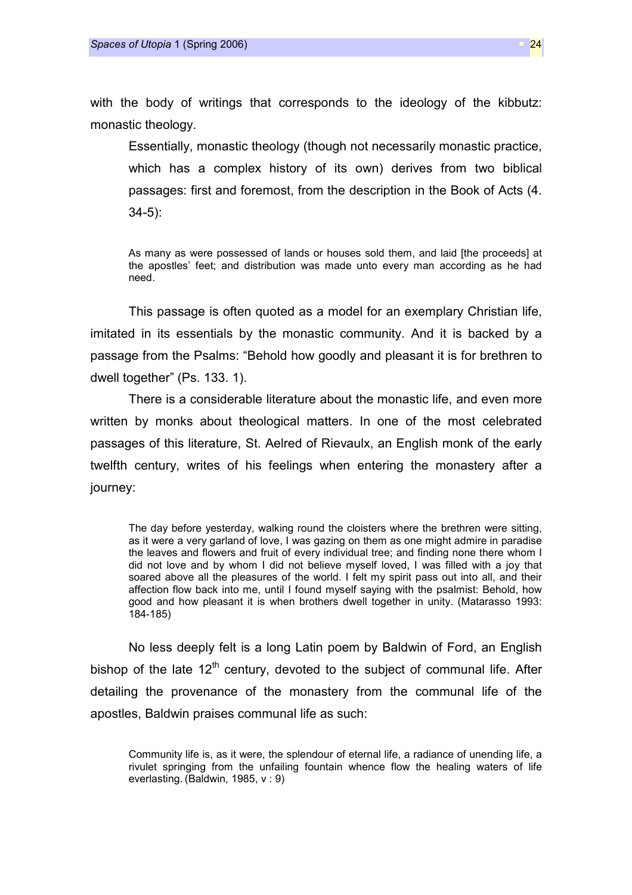with the body of writings that corresponds to the ideology of the kibbutz: monastic theology.

Essentially, monastic theology (though not necessarily monastic practice, which has a complex history of its own) derives from two biblical passages: first and foremost, from the description in the Book of Acts (4. 34-5):

> As many as were possessed of lands or houses sold them, and laid [the proceeds] at the apostles' feet; and distribution was made unto every man according as he had need.

This passage is often quoted as a model for an exemplary Christian life, imitated in its essentials by the monastic community. And it is backed by a passage from the Psalms: "Behold how goodly and pleasant it is for brethren to dwell together" (Ps. 133. 1).

There is a considerable literature about the monastic life, and even more written by monks about theological matters. In one of the most celebrated passages of this literature, St. Aelred of Rievaulx, an English monk of the early twelfth century, writes of his feelings when entering the monastery after a journey:

> The day before yesterday, walking round the cloisters where the brethren were sitting, as it were a very garland of love, I was gazing on them as one might admire in paradise the leaves and flowers and fruit of every individual tree; and finding none there whom I did not love and by whom I did not believe myself loved, I was filled with a joy that soared above all the pleasures of the world. I felt my spirit pass out into all, and their affection flow back into me, until I found myself saying with the psalmist: Behold, how good and how pleasant it is when brothers dwell together in unity. (Matarasso 1993: 184-185)

No less deeply felt is a long Latin poem by Baldwin of Ford, an English bishop of the late 12th century, devoted to the subject of communal life. After detailing the provenance of the monastery from the communal life of the apostles, Baldwin praises communal life as such:

> Community life is, as it were, the splendour of eternal life, a radiance of unending life, a rivulet springing from the unfailing fountain whence flow the healing waters of life everlasting. (Baldwin, 1985, v : 9)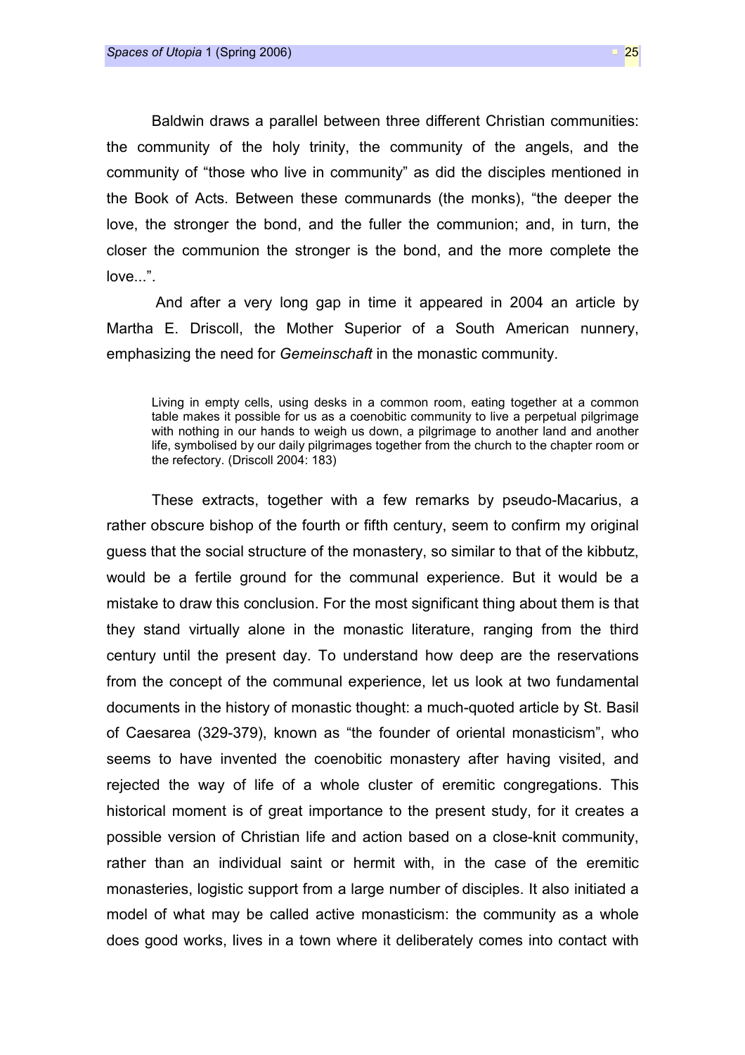Baldwin draws a parallel between three different Christian communities: the community of the holy trinity, the community of the angels, and the community of “those who live in community” as did the disciples mentioned in the Book of Acts. Between these communards (the monks), “the deeper the love, the stronger the bond, and the fuller the communion; and, in turn, the closer the communion the stronger is the bond, and the more complete the love...”.

And after a very long gap in time it appeared in 2004 an article by Martha E. Driscoll, the Mother Superior of a South American nunnery, emphasizing the need for *Gemeinschaft* in the monastic community.

> Living in empty cells, using desks in a common room, eating together at a common table makes it possible for us as a coenobitic community to live a perpetual pilgrimage with nothing in our hands to weigh us down, a pilgrimage to another land and another life, symbolised by our daily pilgrimages together from the church to the chapter room or the refectory. (Driscoll 2004: 183)

These extracts, together with a few remarks by pseudo-Macarius, a rather obscure bishop of the fourth or fifth century, seem to confirm my original guess that the social structure of the monastery, so similar to that of the kibbutz, would be a fertile ground for the communal experience. But it would be a mistake to draw this conclusion. For the most significant thing about them is that they stand virtually alone in the monastic literature, ranging from the third century until the present day. To understand how deep are the reservations from the concept of the communal experience, let us look at two fundamental documents in the history of monastic thought: a much-quoted article by St. Basil of Caesarea (329-379), known as “the founder of oriental monasticism”, who seems to have invented the coenobitic monastery after having visited, and rejected the way of life of a whole cluster of eremitic congregations. This historical moment is of great importance to the present study, for it creates a possible version of Christian life and action based on a close-knit community, rather than an individual saint or hermit with, in the case of the eremitic monasteries, logistic support from a large number of disciples. It also initiated a model of what may be called active monasticism: the community as a whole does good works, lives in a town where it deliberately comes into contact with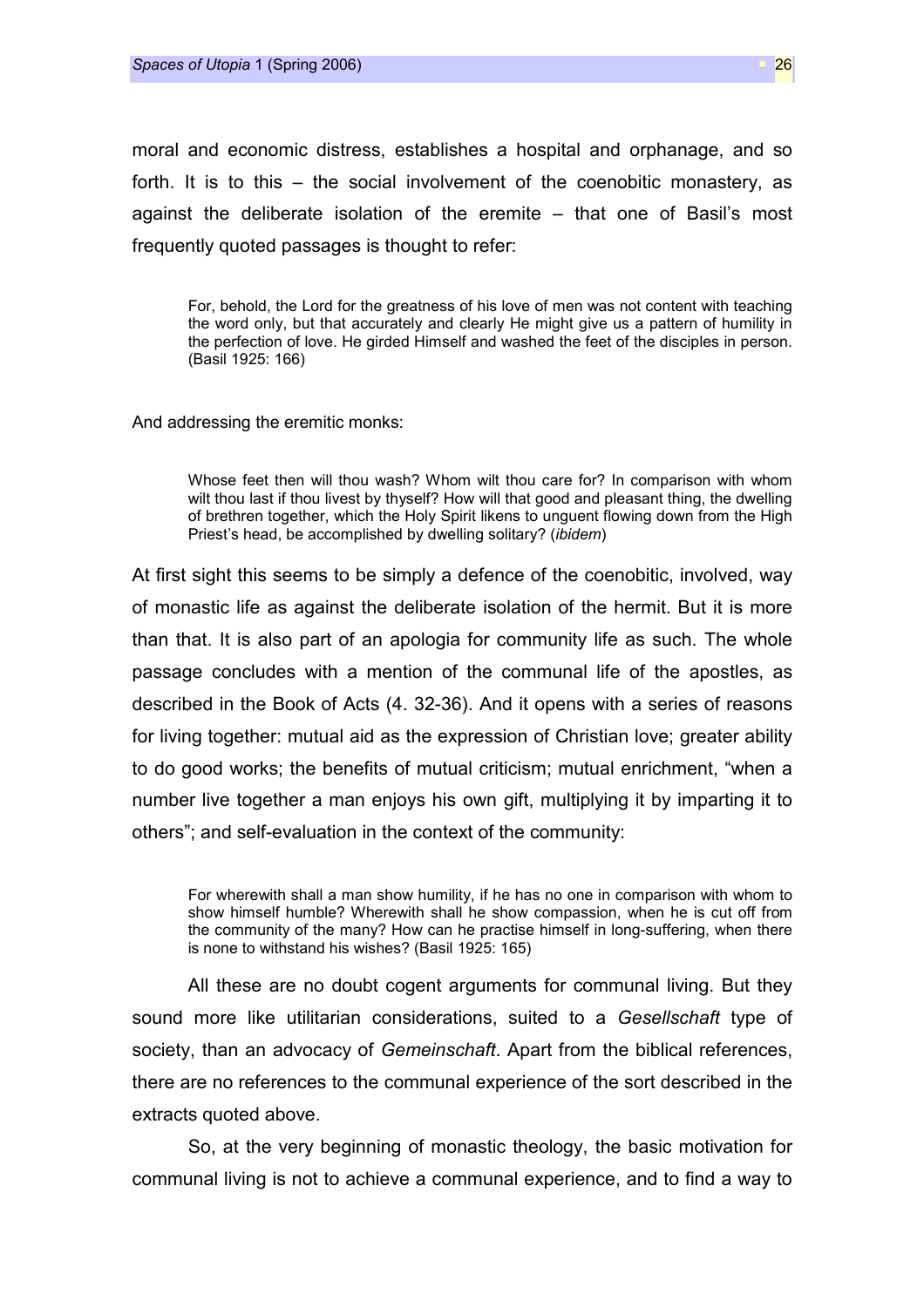moral and economic distress, establishes a hospital and orphanage, and so forth. It is to this – the social involvement of the coenobitic monastery, as against the deliberate isolation of the eremite – that one of Basil's most frequently quoted passages is thought to refer:

> For, behold, the Lord for the greatness of his love of men was not content with teaching the word only, but that accurately and clearly He might give us a pattern of humility in the perfection of love. He girded Himself and washed the feet of the disciples in person. (Basil 1925: 166)

And addressing the eremitic monks:

> Whose feet then will thou wash? Whom wilt thou care for? In comparison with whom wilt thou last if thou livest by thyself? How will that good and pleasant thing, the dwelling of brethren together, which the Holy Spirit likens to unguent flowing down from the High Priest's head, be accomplished by dwelling solitary? (*ibidem*)

At first sight this seems to be simply a defence of the coenobitic, involved, way of monastic life as against the deliberate isolation of the hermit. But it is more than that. It is also part of an apologia for community life as such. The whole passage concludes with a mention of the communal life of the apostles, as described in the Book of Acts (4. 32-36). And it opens with a series of reasons for living together: mutual aid as the expression of Christian love; greater ability to do good works; the benefits of mutual criticism; mutual enrichment, "when a number live together a man enjoys his own gift, multiplying it by imparting it to others"; and self-evaluation in the context of the community:

> For wherewith shall a man show humility, if he has no one in comparison with whom to show himself humble? Wherewith shall he show compassion, when he is cut off from the community of the many? How can he practise himself in long-suffering, when there is none to withstand his wishes? (Basil 1925: 165)

All these are no doubt cogent arguments for communal living. But they sound more like utilitarian considerations, suited to a *Gesellschaft* type of society, than an advocacy of *Gemeinschaft*. Apart from the biblical references, there are no references to the communal experience of the sort described in the extracts quoted above.

So, at the very beginning of monastic theology, the basic motivation for communal living is not to achieve a communal experience, and to find a way to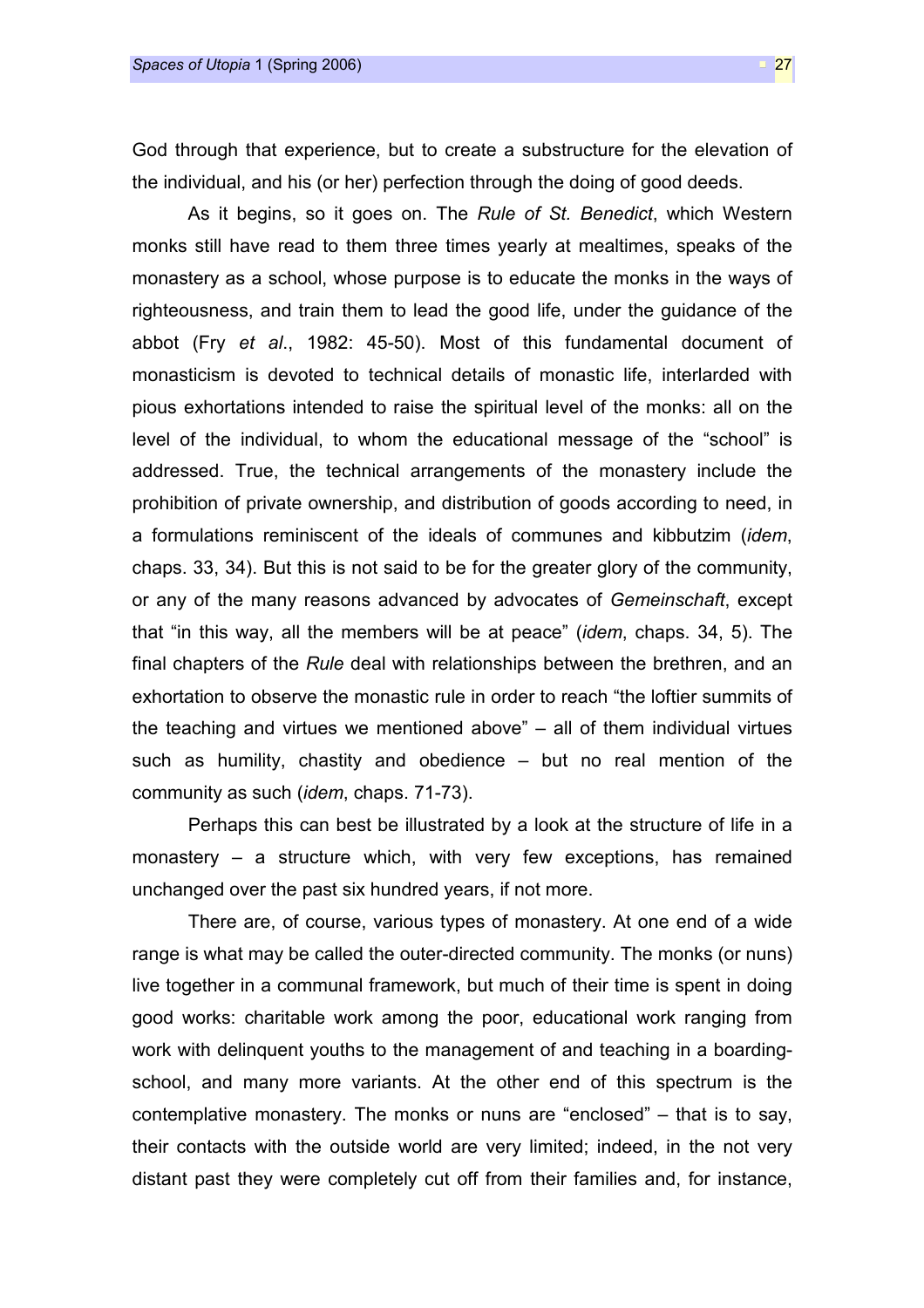God through that experience, but to create a substructure for the elevation of the individual, and his (or her) perfection through the doing of good deeds.

As it begins, so it goes on. The *Rule of St. Benedict*, which Western monks still have read to them three times yearly at mealtimes, speaks of the monastery as a school, whose purpose is to educate the monks in the ways of righteousness, and train them to lead the good life, under the guidance of the abbot (Fry *et al*., 1982: 45-50). Most of this fundamental document of monasticism is devoted to technical details of monastic life, interlarded with pious exhortations intended to raise the spiritual level of the monks: all on the level of the individual, to whom the educational message of the "school" is addressed. True, the technical arrangements of the monastery include the prohibition of private ownership, and distribution of goods according to need, in a formulations reminiscent of the ideals of communes and kibbutzim (*idem*, chaps. 33, 34). But this is not said to be for the greater glory of the community, or any of the many reasons advanced by advocates of *Gemeinschaft*, except that "in this way, all the members will be at peace" (*idem*, chaps. 34, 5). The final chapters of the *Rule* deal with relationships between the brethren, and an exhortation to observe the monastic rule in order to reach "the loftier summits of the teaching and virtues we mentioned above" – all of them individual virtues such as humility, chastity and obedience – but no real mention of the community as such (*idem*, chaps. 71-73).

Perhaps this can best be illustrated by a look at the structure of life in a monastery – a structure which, with very few exceptions, has remained unchanged over the past six hundred years, if not more.

There are, of course, various types of monastery. At one end of a wide range is what may be called the outer-directed community. The monks (or nuns) live together in a communal framework, but much of their time is spent in doing good works: charitable work among the poor, educational work ranging from work with delinquent youths to the management of and teaching in a boarding-school, and many more variants. At the other end of this spectrum is the contemplative monastery. The monks or nuns are "enclosed" – that is to say, their contacts with the outside world are very limited; indeed, in the not very distant past they were completely cut off from their families and, for instance,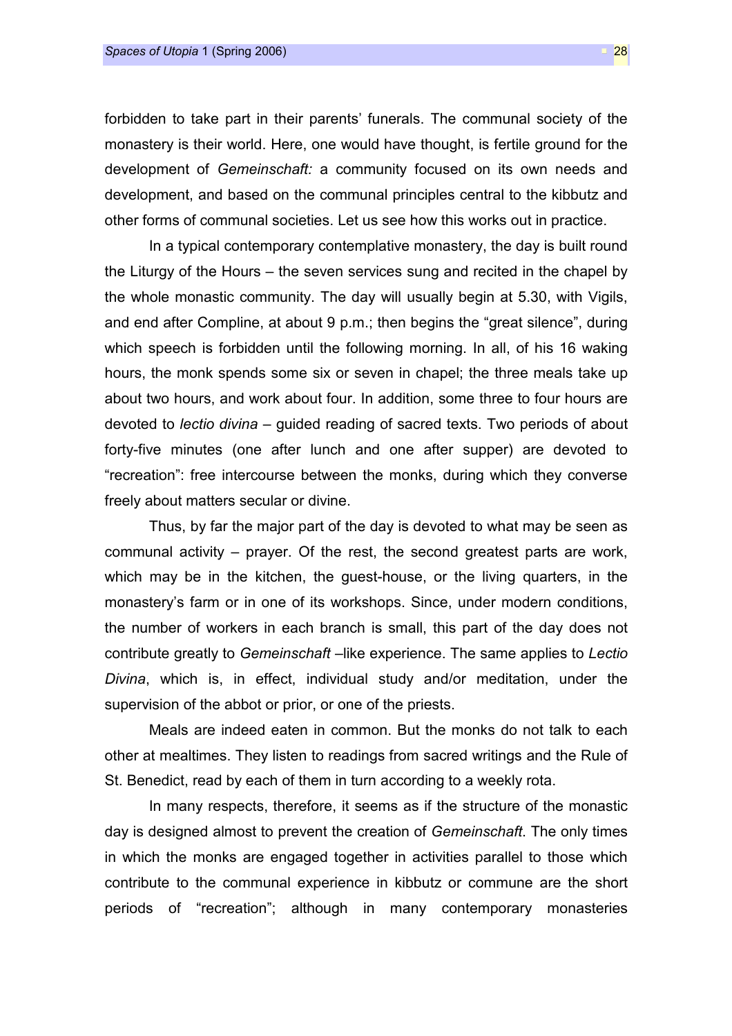forbidden to take part in their parents' funerals. The communal society of the monastery is their world. Here, one would have thought, is fertile ground for the development of *Gemeinschaft:* a community focused on its own needs and development, and based on the communal principles central to the kibbutz and other forms of communal societies. Let us see how this works out in practice.

In a typical contemporary contemplative monastery, the day is built round the Liturgy of the Hours – the seven services sung and recited in the chapel by the whole monastic community. The day will usually begin at 5.30, with Vigils, and end after Compline, at about 9 p.m.; then begins the "great silence", during which speech is forbidden until the following morning. In all, of his 16 waking hours, the monk spends some six or seven in chapel; the three meals take up about two hours, and work about four. In addition, some three to four hours are devoted to *lectio divina* – guided reading of sacred texts. Two periods of about forty-five minutes (one after lunch and one after supper) are devoted to "recreation": free intercourse between the monks, during which they converse freely about matters secular or divine.

Thus, by far the major part of the day is devoted to what may be seen as communal activity – prayer. Of the rest, the second greatest parts are work, which may be in the kitchen, the guest-house, or the living quarters, in the monastery's farm or in one of its workshops. Since, under modern conditions, the number of workers in each branch is small, this part of the day does not contribute greatly to *Gemeinschaft* –like experience. The same applies to *Lectio Divina*, which is, in effect, individual study and/or meditation, under the supervision of the abbot or prior, or one of the priests.

Meals are indeed eaten in common. But the monks do not talk to each other at mealtimes. They listen to readings from sacred writings and the Rule of St. Benedict, read by each of them in turn according to a weekly rota.

In many respects, therefore, it seems as if the structure of the monastic day is designed almost to prevent the creation of *Gemeinschaft*. The only times in which the monks are engaged together in activities parallel to those which contribute to the communal experience in kibbutz or commune are the short periods of "recreation"; although in many contemporary monasteries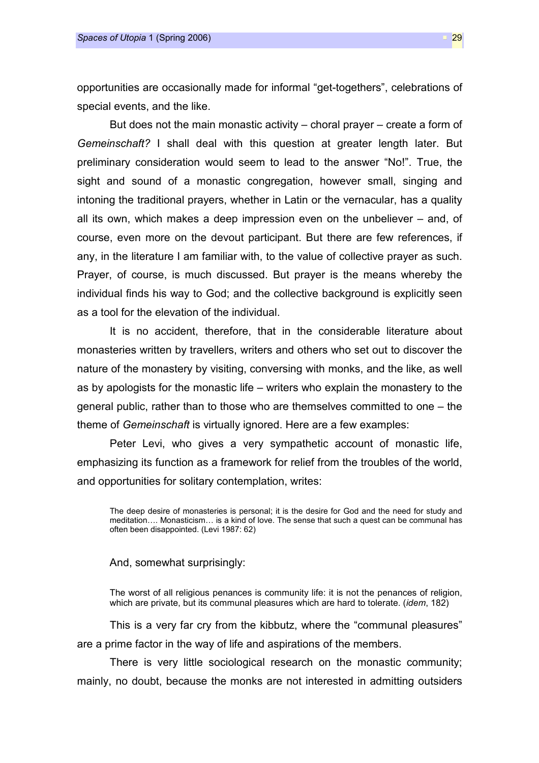opportunities are occasionally made for informal "get-togethers", celebrations of special events, and the like.

But does not the main monastic activity – choral prayer – create a form of *Gemeinschaft?* I shall deal with this question at greater length later. But preliminary consideration would seem to lead to the answer "No!". True, the sight and sound of a monastic congregation, however small, singing and intoning the traditional prayers, whether in Latin or the vernacular, has a quality all its own, which makes a deep impression even on the unbeliever – and, of course, even more on the devout participant. But there are few references, if any, in the literature I am familiar with, to the value of collective prayer as such. Prayer, of course, is much discussed. But prayer is the means whereby the individual finds his way to God; and the collective background is explicitly seen as a tool for the elevation of the individual.

It is no accident, therefore, that in the considerable literature about monasteries written by travellers, writers and others who set out to discover the nature of the monastery by visiting, conversing with monks, and the like, as well as by apologists for the monastic life – writers who explain the monastery to the general public, rather than to those who are themselves committed to one – the theme of *Gemeinschaft* is virtually ignored. Here are a few examples:

Peter Levi, who gives a very sympathetic account of monastic life, emphasizing its function as a framework for relief from the troubles of the world, and opportunities for solitary contemplation, writes:

> The deep desire of monasteries is personal; it is the desire for God and the need for study and meditation…. Monasticism… is a kind of love. The sense that such a quest can be communal has often been disappointed. (Levi 1987: 62)

And, somewhat surprisingly:

> The worst of all religious penances is community life: it is not the penances of religion, which are private, but its communal pleasures which are hard to tolerate. (*idem*, 182)

This is a very far cry from the kibbutz, where the "communal pleasures" are a prime factor in the way of life and aspirations of the members.

There is very little sociological research on the monastic community; mainly, no doubt, because the monks are not interested in admitting outsiders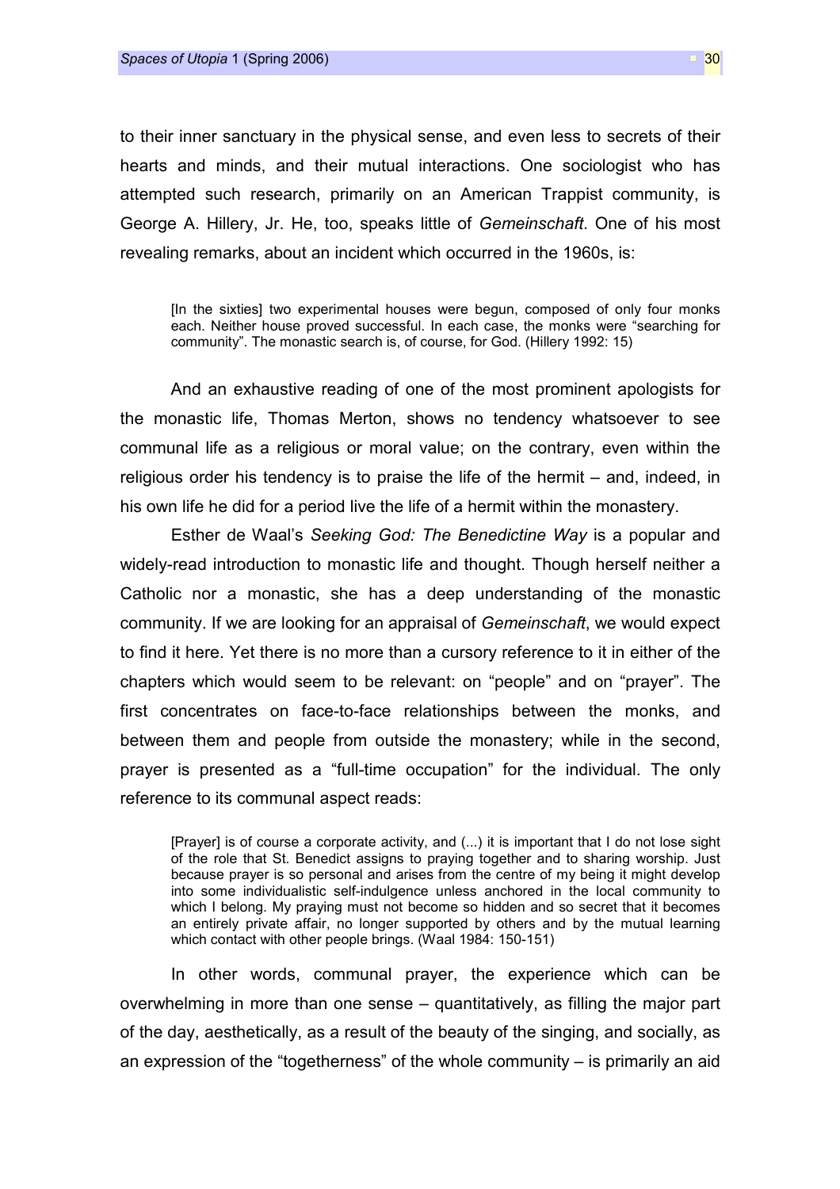to their inner sanctuary in the physical sense, and even less to secrets of their hearts and minds, and their mutual interactions. One sociologist who has attempted such research, primarily on an American Trappist community, is George A. Hillery, Jr. He, too, speaks little of *Gemeinschaft*. One of his most revealing remarks, about an incident which occurred in the 1960s, is:

> [In the sixties] two experimental houses were begun, composed of only four monks each. Neither house proved successful. In each case, the monks were "searching for community". The monastic search is, of course, for God. (Hillery 1992: 15)

And an exhaustive reading of one of the most prominent apologists for the monastic life, Thomas Merton, shows no tendency whatsoever to see communal life as a religious or moral value; on the contrary, even within the religious order his tendency is to praise the life of the hermit – and, indeed, in his own life he did for a period live the life of a hermit within the monastery.

Esther de Waal's *Seeking God: The Benedictine Way* is a popular and widely-read introduction to monastic life and thought. Though herself neither a Catholic nor a monastic, she has a deep understanding of the monastic community. If we are looking for an appraisal of *Gemeinschaft*, we would expect to find it here. Yet there is no more than a cursory reference to it in either of the chapters which would seem to be relevant: on "people" and on "prayer". The first concentrates on face-to-face relationships between the monks, and between them and people from outside the monastery; while in the second, prayer is presented as a "full-time occupation" for the individual. The only reference to its communal aspect reads:

> [Prayer] is of course a corporate activity, and (...) it is important that I do not lose sight of the role that St. Benedict assigns to praying together and to sharing worship. Just because prayer is so personal and arises from the centre of my being it might develop into some individualistic self-indulgence unless anchored in the local community to which I belong. My praying must not become so hidden and so secret that it becomes an entirely private affair, no longer supported by others and by the mutual learning which contact with other people brings. (Waal 1984: 150-151)

In other words, communal prayer, the experience which can be overwhelming in more than one sense – quantitatively, as filling the major part of the day, aesthetically, as a result of the beauty of the singing, and socially, as an expression of the "togetherness" of the whole community – is primarily an aid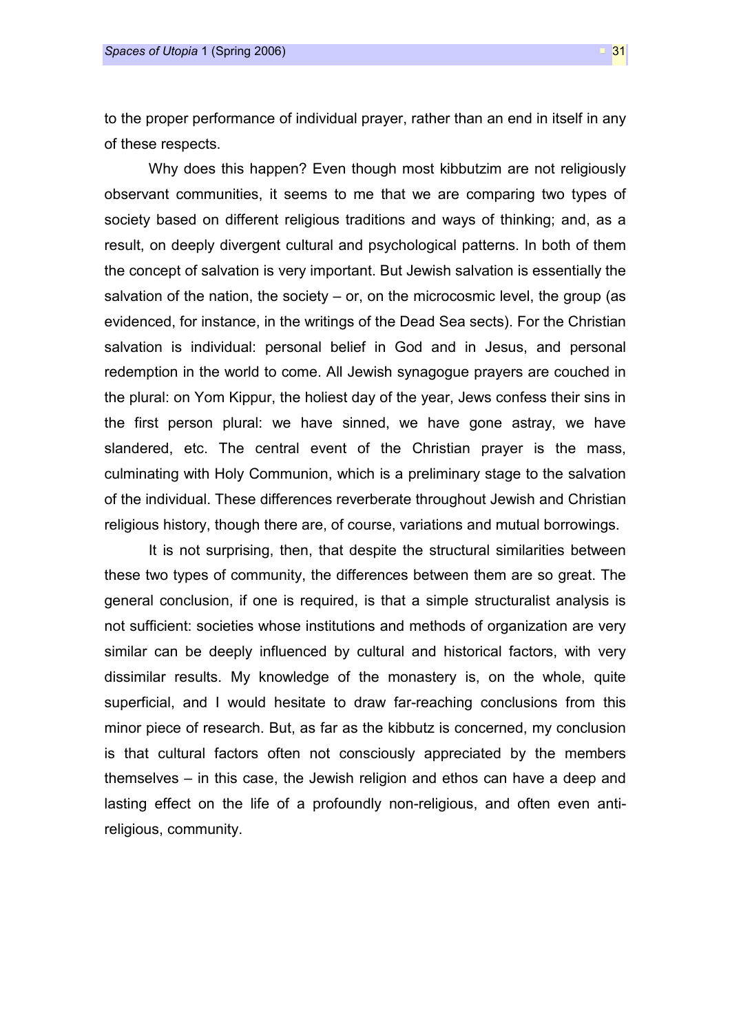to the proper performance of individual prayer, rather than an end in itself in any of these respects.

Why does this happen? Even though most kibbutzim are not religiously observant communities, it seems to me that we are comparing two types of society based on different religious traditions and ways of thinking; and, as a result, on deeply divergent cultural and psychological patterns. In both of them the concept of salvation is very important. But Jewish salvation is essentially the salvation of the nation, the society – or, on the microcosmic level, the group (as evidenced, for instance, in the writings of the Dead Sea sects). For the Christian salvation is individual: personal belief in God and in Jesus, and personal redemption in the world to come. All Jewish synagogue prayers are couched in the plural: on Yom Kippur, the holiest day of the year, Jews confess their sins in the first person plural: we have sinned, we have gone astray, we have slandered, etc. The central event of the Christian prayer is the mass, culminating with Holy Communion, which is a preliminary stage to the salvation of the individual. These differences reverberate throughout Jewish and Christian religious history, though there are, of course, variations and mutual borrowings.

It is not surprising, then, that despite the structural similarities between these two types of community, the differences between them are so great. The general conclusion, if one is required, is that a simple structuralist analysis is not sufficient: societies whose institutions and methods of organization are very similar can be deeply influenced by cultural and historical factors, with very dissimilar results. My knowledge of the monastery is, on the whole, quite superficial, and I would hesitate to draw far-reaching conclusions from this minor piece of research. But, as far as the kibbutz is concerned, my conclusion is that cultural factors often not consciously appreciated by the members themselves – in this case, the Jewish religion and ethos can have a deep and lasting effect on the life of a profoundly non-religious, and often even anti-religious, community.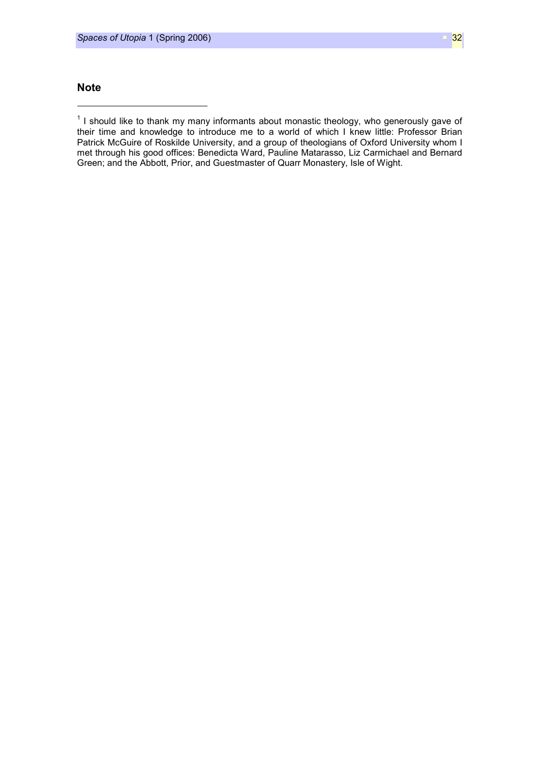## Note

[1] I should like to thank my many informants about monastic theology, who generously gave of their time and knowledge to introduce me to a world of which I knew little: Professor Brian Patrick McGuire of Roskilde University, and a group of theologians of Oxford University whom I met through his good offices: Benedicta Ward, Pauline Matarasso, Liz Carmichael and Bernard Green; and the Abbott, Prior, and Guestmaster of Quarr Monastery, Isle of Wight.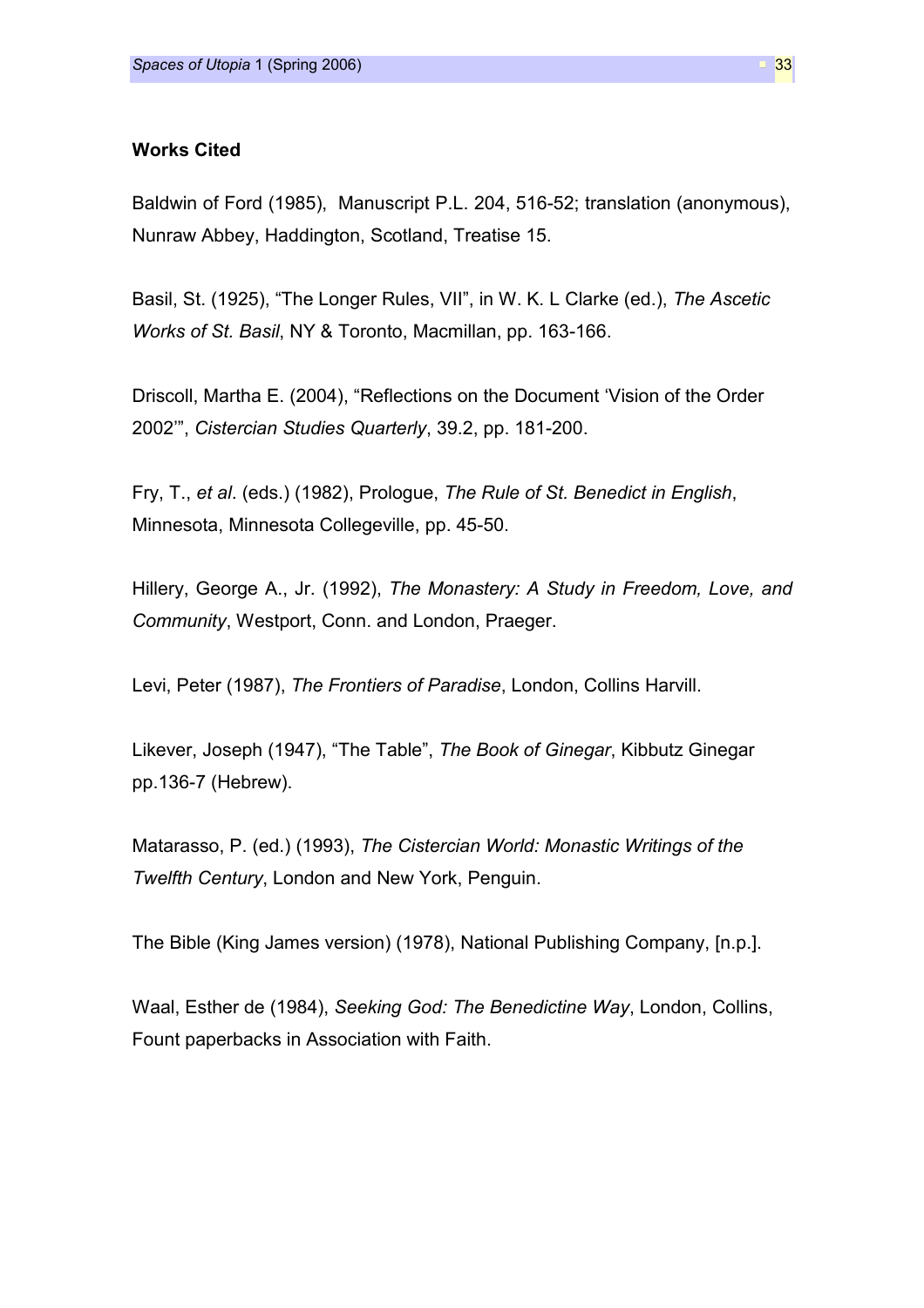**Works Cited**

Baldwin of Ford (1985), Manuscript P.L. 204, 516-52; translation (anonymous), Nunraw Abbey, Haddington, Scotland, Treatise 15.

Basil, St. (1925), “The Longer Rules, VII”, in W. K. L Clarke (ed.), *The Ascetic Works of St. Basil*, NY & Toronto, Macmillan, pp. 163-166.

Driscoll, Martha E. (2004), “Reflections on the Document ‘Vision of the Order 2002’”, *Cistercian Studies Quarterly*, 39.2, pp. 181-200.

Fry, T., *et al*. (eds.) (1982), Prologue, *The Rule of St. Benedict in English*, Minnesota, Minnesota Collegeville, pp. 45-50.

Hillery, George A., Jr. (1992), *The Monastery: A Study in Freedom, Love, and Community*, Westport, Conn. and London, Praeger.

Levi, Peter (1987), *The Frontiers of Paradise*, London, Collins Harvill.

Likever, Joseph (1947), “The Table”, *The Book of Ginegar*, Kibbutz Ginegar pp.136-7 (Hebrew).

Matarasso, P. (ed.) (1993), *The Cistercian World: Monastic Writings of the Twelfth Century*, London and New York, Penguin.

The Bible (King James version) (1978), National Publishing Company, [n.p.].

Waal, Esther de (1984), *Seeking God: The Benedictine Way*, London, Collins, Fount paperbacks in Association with Faith.